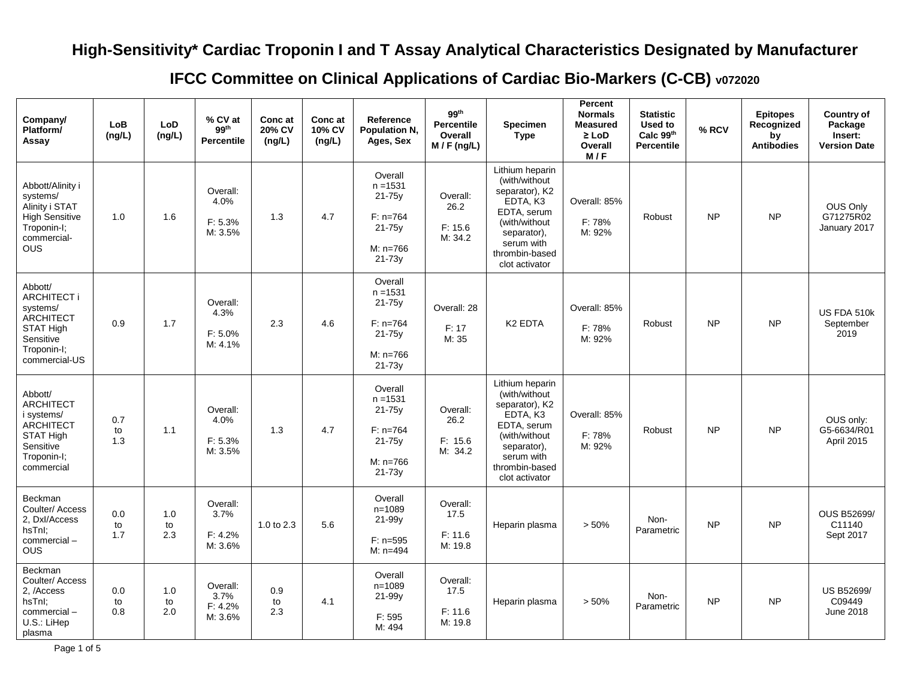# High-Sensitivity* Cardiac Troponin I and T Assay Analytical Characteristics Designated by Manufacturer

## IFCC Committee on Clinical Applications of Cardiac Bio-Markers (C-CB) v072020

| Company/ Platform/ Assay | LoB (ng/L) | LoD (ng/L) | % CV at 99th Percentile | Conc at 20% CV (ng/L) | Conc at 10% CV (ng/L) | Reference Population N, Ages, Sex | 99th Percentile Overall M / F (ng/L) | Specimen Type | Percent Normals Measured ≥ LoD Overall M / F | Statistic Used to Calc 99th Percentile | % RCV | Epitopes Recognized by Antibodies | Country of Package Insert: Version Date |
|---|---|---|---|---|---|---|---|---|---|---|---|---|---|
| Abbott/Alinity i systems/ Alinity i STAT High Sensitive Troponin-I; commercial-OUS | 1.0 | 1.6 | Overall: 4.0% F: 5.3% M: 3.5% | 1.3 | 4.7 | Overall n =1531 21-75y F: n=764 21-75y M: n=766 21-73y | Overall: 26.2 F: 15.6 M: 34.2 | Lithium heparin (with/without separator), K2 EDTA, K3 EDTA, serum (with/without separator), serum with thrombin-based clot activator | Overall: 85% F: 78% M: 92% | Robust | NP | NP | OUS Only G71275R02 January 2017 |
| Abbott/ ARCHITECT i systems/ ARCHITECT STAT High Sensitive Troponin-I; commercial-US | 0.9 | 1.7 | Overall: 4.3% F: 5.0% M: 4.1% | 2.3 | 4.6 | Overall n =1531 21-75y F: n=764 21-75y M: n=766 21-73y | Overall: 28 F: 17 M: 35 | K2 EDTA | Overall: 85% F: 78% M: 92% | Robust | NP | NP | US FDA 510k September 2019 |
| Abbott/ ARCHITECT i systems/ ARCHITECT STAT High Sensitive Troponin-I; commercial | 0.7 to 1.3 | 1.1 | Overall: 4.0% F: 5.3% M: 3.5% | 1.3 | 4.7 | Overall n =1531 21-75y F: n=764 21-75y M: n=766 21-73y | Overall: 26.2 F: 15.6 M: 34.2 | Lithium heparin (with/without separator), K2 EDTA, K3 EDTA, serum (with/without separator), serum with thrombin-based clot activator | Overall: 85% F: 78% M: 92% | Robust | NP | NP | OUS only: G5-6634/R01 April 2015 |
| Beckman Coulter/ Access 2, DxI/Access hsTnI; commercial – OUS | 0.0 to 1.7 | 1.0 to 2.3 | Overall: 3.7% F: 4.2% M: 3.6% | 1.0 to 2.3 | 5.6 | Overall n=1089 21-99y F: n=595 M: n=494 | Overall: 17.5 F: 11.6 M: 19.8 | Heparin plasma | > 50% | Non-Parametric | NP | NP | OUS B52699/ C11140 Sept 2017 |
| Beckman Coulter/ Access 2, /Access hsTnI; commercial – U.S.: LiHep plasma | 0.0 to 0.8 | 1.0 to 2.0 | Overall: 3.7% F: 4.2% M: 3.6% | 0.9 to 2.3 | 4.1 | Overall n=1089 21-99y F: 595 M: 494 | Overall: 17.5 F: 11.6 M: 19.8 | Heparin plasma | > 50% | Non-Parametric | NP | NP | US B52699/ C09449 June 2018 |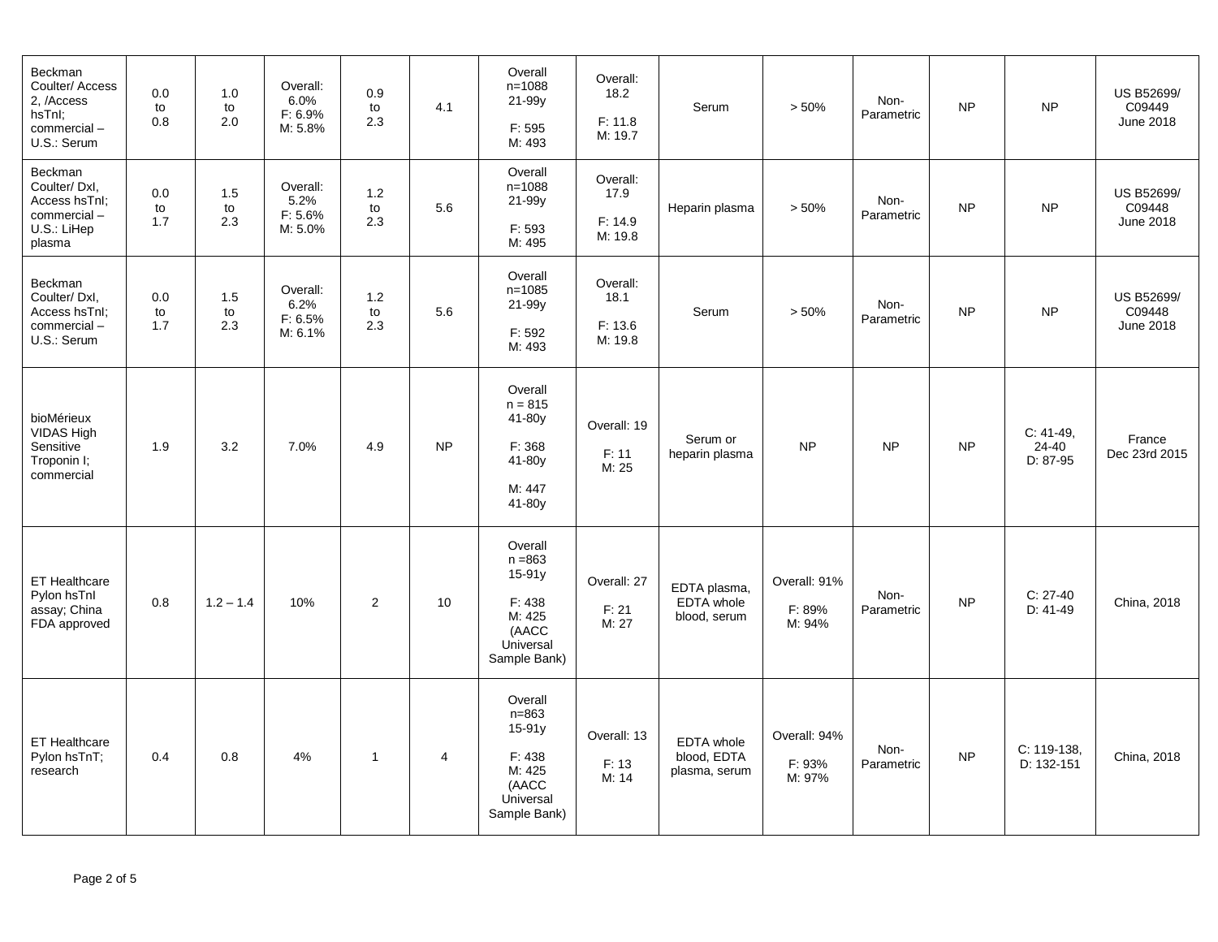| | | | | | | | | | | | | | |
|---|---|---|---|---|---|---|---|---|---|---|---|---|---|
| Beckman Coulter/ Access 2, /Access hsTnI; commercial – U.S.: Serum | 0.0 to 0.8 | 1.0 to 2.0 | Overall: 6.0% F: 6.9% M: 5.8% | 0.9 to 2.3 | 4.1 | Overall n=1088 21-99y F: 595 M: 493 | Overall: 18.2 F: 11.8 M: 19.7 | Serum | > 50% | Non-Parametric | NP | NP | US B52699/ C09449 June 2018 |
| Beckman Coulter/ DxI, Access hsTnI; commercial – U.S.: LiHep plasma | 0.0 to 1.7 | 1.5 to 2.3 | Overall: 5.2% F: 5.6% M: 5.0% | 1.2 to 2.3 | 5.6 | Overall n=1088 21-99y F: 593 M: 495 | Overall: 17.9 F: 14.9 M: 19.8 | Heparin plasma | > 50% | Non-Parametric | NP | NP | US B52699/ C09448 June 2018 |
| Beckman Coulter/ DxI, Access hsTnI; commercial – U.S.: Serum | 0.0 to 1.7 | 1.5 to 2.3 | Overall: 6.2% F: 6.5% M: 6.1% | 1.2 to 2.3 | 5.6 | Overall n=1085 21-99y F: 592 M: 493 | Overall: 18.1 F: 13.6 M: 19.8 | Serum | > 50% | Non-Parametric | NP | NP | US B52699/ C09448 June 2018 |
| bioMérieux VIDAS High Sensitive Troponin I; commercial | 1.9 | 3.2 | 7.0% | 4.9 | NP | Overall n = 815 41-80y F: 368 41-80y M: 447 41-80y | Overall: 19 F: 11 M: 25 | Serum or heparin plasma | NP | NP | NP | C: 41-49, 24-40 D: 87-95 | France Dec 23rd 2015 |
| ET Healthcare Pylon hsTnI assay; China FDA approved | 0.8 | 1.2 – 1.4 | 10% | 2 | 10 | Overall n =863 15-91y F: 438 M: 425 (AACC Universal Sample Bank) | Overall: 27 F: 21 M: 27 | EDTA plasma, EDTA whole blood, serum | Overall: 91% F: 89% M: 94% | Non-Parametric | NP | C: 27-40 D: 41-49 | China, 2018 |
| ET Healthcare Pylon hsTnT; research | 0.4 | 0.8 | 4% | 1 | 4 | Overall n=863 15-91y F: 438 M: 425 (AACC Universal Sample Bank) | Overall: 13 F: 13 M: 14 | EDTA whole blood, EDTA plasma, serum | Overall: 94% F: 93% M: 97% | Non-Parametric | NP | C: 119-138, D: 132-151 | China, 2018 |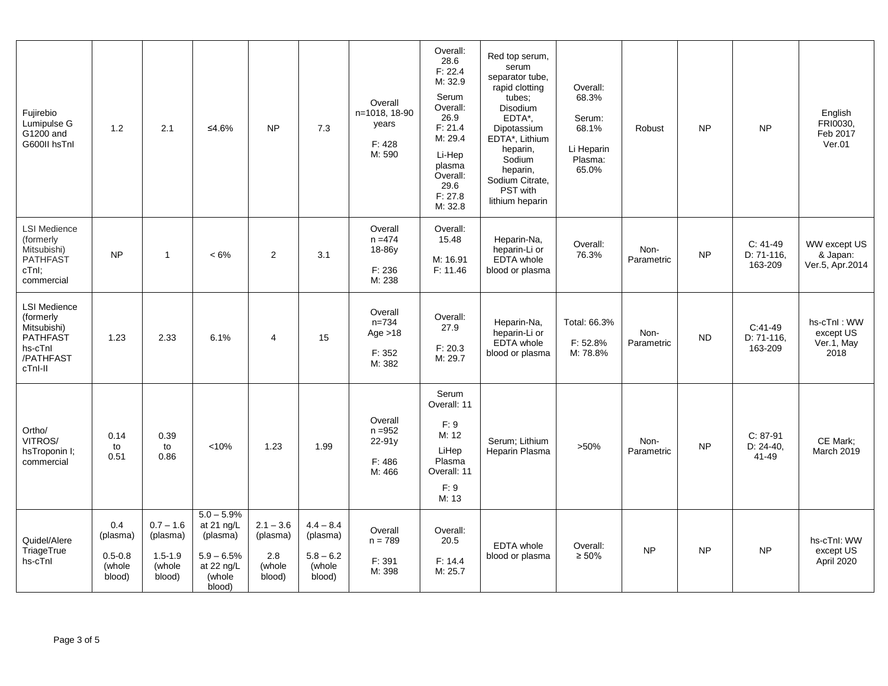| | | | | | | | | | | | | | |
|---|---|---|---|---|---|---|---|---|---|---|---|---|---|
| Fujirebio Lumipulse G G1200 and G600II hsTnI | 1.2 | 2.1 | ≤4.6% | NP | 7.3 | Overall n=1018, 18-90 years<br><br>F: 428<br>M: 590 | Overall: 28.6<br>F: 22.4<br>M: 32.9<br><br>Serum Overall: 26.9<br>F: 21.4<br>M: 29.4<br><br>Li-Hep plasma Overall: 29.6<br>F: 27.8<br>M: 32.8 | Red top serum, serum separator tube, rapid clotting tubes; Disodium EDTA*, Dipotassium EDTA*, Lithium heparin, Sodium heparin, Sodium Citrate, PST with lithium heparin | Overall: 68.3%<br><br>Serum: 68.1%<br><br>Li Heparin Plasma: 65.0% | Robust | NP | NP | English FRI0030, Feb 2017 Ver.01 |
| LSI Medience (formerly Mitsubishi) PATHFAST cTnI; commercial | NP | 1 | < 6% | 2 | 3.1 | Overall n =474 18-86y<br><br>F: 236<br>M: 238 | Overall: 15.48<br><br>M: 16.91<br>F: 11.46 | Heparin-Na, heparin-Li or EDTA whole blood or plasma | Overall: 76.3% | Non-Parametric | NP | C: 41-49<br>D: 71-116, 163-209 | WW except US & Japan: Ver.5, Apr.2014 |
| LSI Medience (formerly Mitsubishi) PATHFAST hs-cTnI /PATHFAST cTnI-II | 1.23 | 2.33 | 6.1% | 4 | 15 | Overall n=734 Age >18<br><br>F: 352<br>M: 382 | Overall: 27.9<br><br>F: 20.3<br>M: 29.7 | Heparin-Na, heparin-Li or EDTA whole blood or plasma | Total: 66.3%<br><br>F: 52.8%<br>M: 78.8% | Non-Parametric | ND | C:41-49<br>D: 71-116, 163-209 | hs-cTnI : WW except US Ver.1, May 2018 |
| Ortho/ VITROS/ hsTroponin I; commercial | 0.14 to 0.51 | 0.39 to 0.86 | <10% | 1.23 | 1.99 | Overall n =952 22-91y<br><br>F: 486<br>M: 466 | Serum Overall: 11<br><br>F: 9<br>M: 12<br><br>LiHep Plasma Overall: 11<br><br>F: 9<br>M: 13 | Serum; Lithium Heparin Plasma | >50% | Non-Parametric | NP | C: 87-91<br>D: 24-40, 41-49 | CE Mark; March 2019 |
| Quidel/Alere TriageTrue hs-cTnI | 0.4 (plasma)<br><br>0.5-0.8 (whole blood) | 0.7 – 1.6 (plasma)<br><br>1.5-1.9 (whole blood) | 5.0 – 5.9% at 21 ng/L (plasma)<br><br>5.9 – 6.5% at 22 ng/L (whole blood) | 2.1 – 3.6 (plasma)<br><br>2.8 (whole blood) | 4.4 – 8.4 (plasma)<br><br>5.8 – 6.2 (whole blood) | Overall n = 789<br><br>F: 391<br>M: 398 | Overall: 20.5<br><br>F: 14.4<br>M: 25.7 | EDTA whole blood or plasma | Overall: ≥ 50% | NP | NP | NP | hs-cTnI: WW except US April 2020 |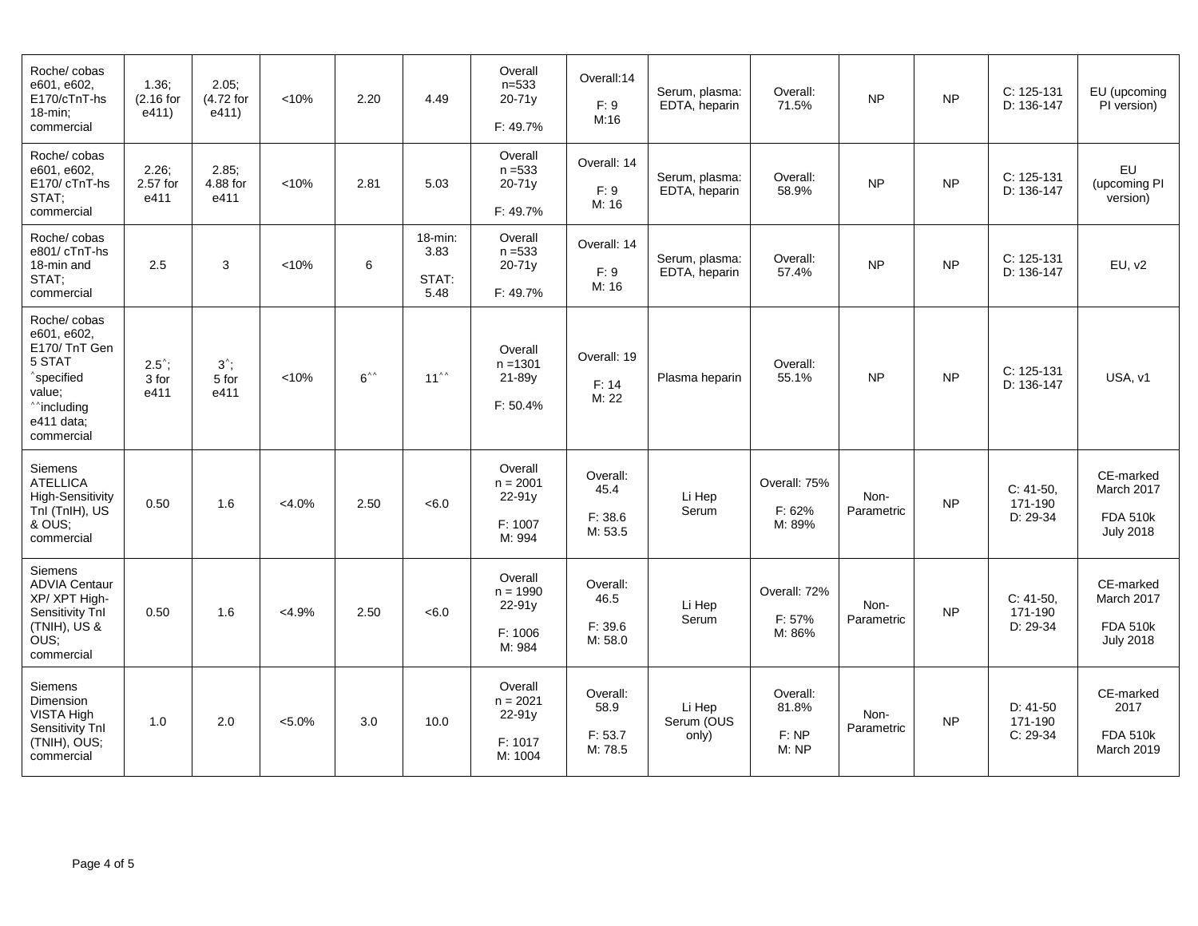| Roche/ cobas e601, e602, E170/cTnT-hs 18-min; commercial | 1.36; (2.16 for e411) | 2.05; (4.72 for e411) | <10% | 2.20 | 4.49 | Overall n=533 20-71y F: 49.7% | Overall:14 F: 9 M:16 | Serum, plasma: EDTA, heparin | Overall: 71.5% | NP | NP | C: 125-131 D: 136-147 | EU (upcoming PI version) |
|---|---|---|---|---|---|---|---|---|---|---|---|---|---|
| Roche/ cobas e601, e602, E170/ cTnT-hs STAT; commercial | 2.26; 2.57 for e411 | 2.85; 4.88 for e411 | <10% | 2.81 | 5.03 | Overall n =533 20-71y F: 49.7% | Overall: 14 F: 9 M: 16 | Serum, plasma: EDTA, heparin | Overall: 58.9% | NP | NP | C: 125-131 D: 136-147 | EU (upcoming PI version) |
| Roche/ cobas e801/ cTnT-hs 18-min and STAT; commercial | 2.5 | 3 | <10% | 6 | 18-min: 3.83 STAT: 5.48 | Overall n =533 20-71y F: 49.7% | Overall: 14 F: 9 M: 16 | Serum, plasma: EDTA, heparin | Overall: 57.4% | NP | NP | C: 125-131 D: 136-147 | EU, v2 |
| Roche/ cobas e601, e602, E170/ TnT Gen 5 STAT ^specified value; ^^including e411 data; commercial | 2.5^; 3 for e411 | 3^; 5 for e411 | <10% | 6^^ | 11^^ | Overall n =1301 21-89y F: 50.4% | Overall: 19 F: 14 M: 22 | Plasma heparin | Overall: 55.1% | NP | NP | C: 125-131 D: 136-147 | USA, v1 |
| Siemens ATELLICA High-Sensitivity TnI (TnIH), US & OUS; commercial | 0.50 | 1.6 | <4.0% | 2.50 | <6.0 | Overall n = 2001 22-91y F: 1007 M: 994 | Overall: 45.4 F: 38.6 M: 53.5 | Li Hep Serum | Overall: 75% F: 62% M: 89% | Non-Parametric | NP | C: 41-50, 171-190 D: 29-34 | CE-marked March 2017 FDA 510k July 2018 |
| Siemens ADVIA Centaur XP/ XPT High-Sensitivity TnI (TNIH), US & OUS; commercial | 0.50 | 1.6 | <4.9% | 2.50 | <6.0 | Overall n = 1990 22-91y F: 1006 M: 984 | Overall: 46.5 F: 39.6 M: 58.0 | Li Hep Serum | Overall: 72% F: 57% M: 86% | Non-Parametric | NP | C: 41-50, 171-190 D: 29-34 | CE-marked March 2017 FDA 510k July 2018 |
| Siemens Dimension VISTA High Sensitivity TnI (TNIH), OUS; commercial | 1.0 | 2.0 | <5.0% | 3.0 | 10.0 | Overall n = 2021 22-91y F: 1017 M: 1004 | Overall: 58.9 F: 53.7 M: 78.5 | Li Hep Serum (OUS only) | Overall: 81.8% F: NP M: NP | Non-Parametric | NP | D: 41-50 171-190 C: 29-34 | CE-marked 2017 FDA 510k March 2019 |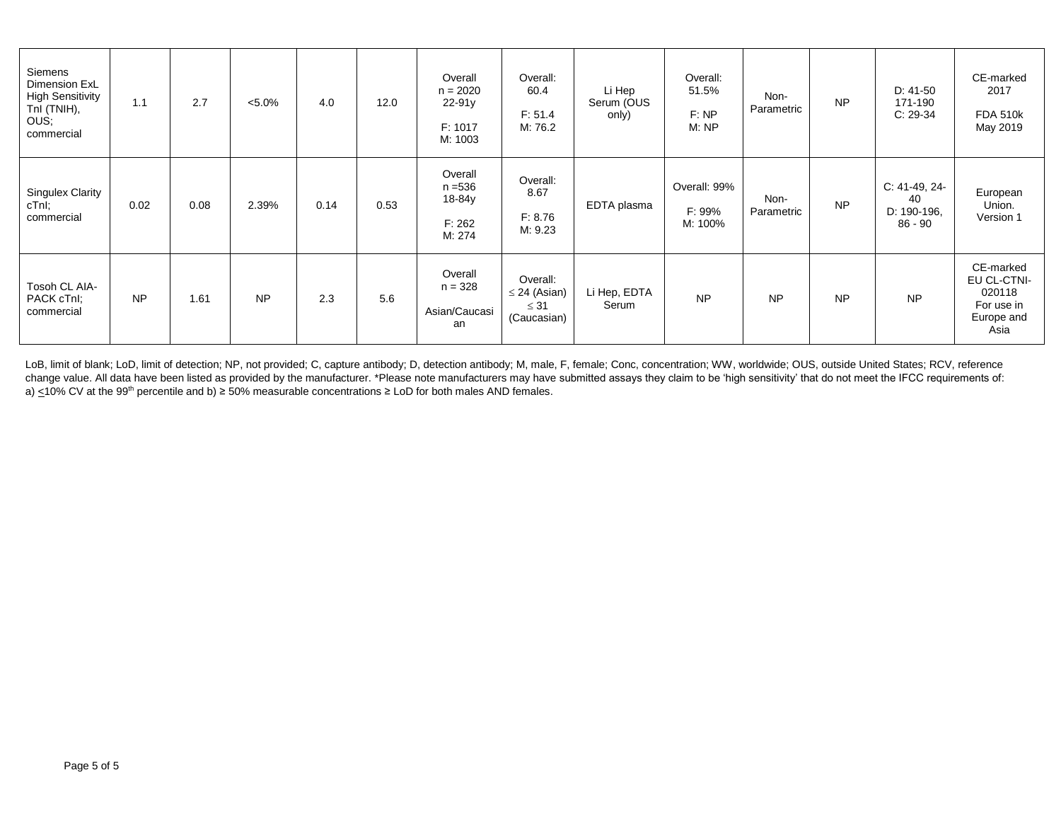| | | | | | | | | | | | | | |
|---|---|---|---|---|---|---|---|---|---|---|---|---|---|
| Siemens Dimension ExL High Sensitivity TnI (TNIH), OUS; commercial | 1.1 | 2.7 | <5.0% | 4.0 | 12.0 | Overall n = 2020 22-91y F: 1017 M: 1003 | Overall: 60.4 F: 51.4 M: 76.2 | Li Hep Serum (OUS only) | Overall: 51.5% F: NP M: NP | Non-Parametric | NP | D: 41-50 171-190 C: 29-34 | CE-marked 2017 FDA 510k May 2019 |
| Singulex Clarity cTnI; commercial | 0.02 | 0.08 | 2.39% | 0.14 | 0.53 | Overall n =536 18-84y F: 262 M: 274 | Overall: 8.67 F: 8.76 M: 9.23 | EDTA plasma | Overall: 99% F: 99% M: 100% | Non-Parametric | NP | C: 41-49, 24-40 D: 190-196, 86 - 90 | European Union. Version 1 |
| Tosoh CL AIA-PACK cTnI; commercial | NP | 1.61 | NP | 2.3 | 5.6 | Overall n = 328 Asian/Caucasian | Overall: ≤ 24 (Asian) ≤ 31 (Caucasian) | Li Hep, EDTA Serum | NP | NP | NP | NP | CE-marked EU CL-CTNI-020118 For use in Europe and Asia |

LoB, limit of blank; LoD, limit of detection; NP, not provided; C, capture antibody; D, detection antibody; M, male, F, female; Conc, concentration; WW, worldwide; OUS, outside United States; RCV, reference change value. All data have been listed as provided by the manufacturer. *Please note manufacturers may have submitted assays they claim to be 'high sensitivity' that do not meet the IFCC requirements of: a) ≤10% CV at the 99th percentile and b) ≥ 50% measurable concentrations ≥ LoD for both males AND females.